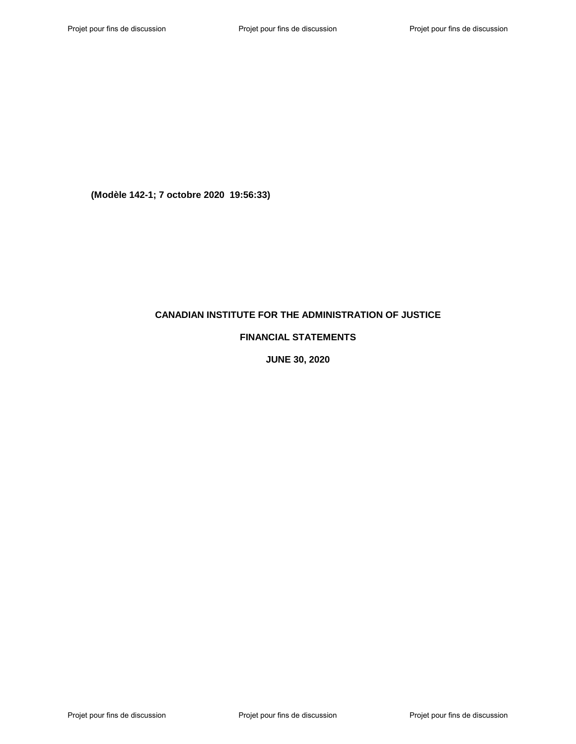**(Modèle 142-1; 7 octobre 2020 19:56:33)**

# CANADIAN INSTITUTE FOR THE ADMINISTRATION OF JUSTICE

## FINANCIAL STATEMENTS

## JUNE 30, 2020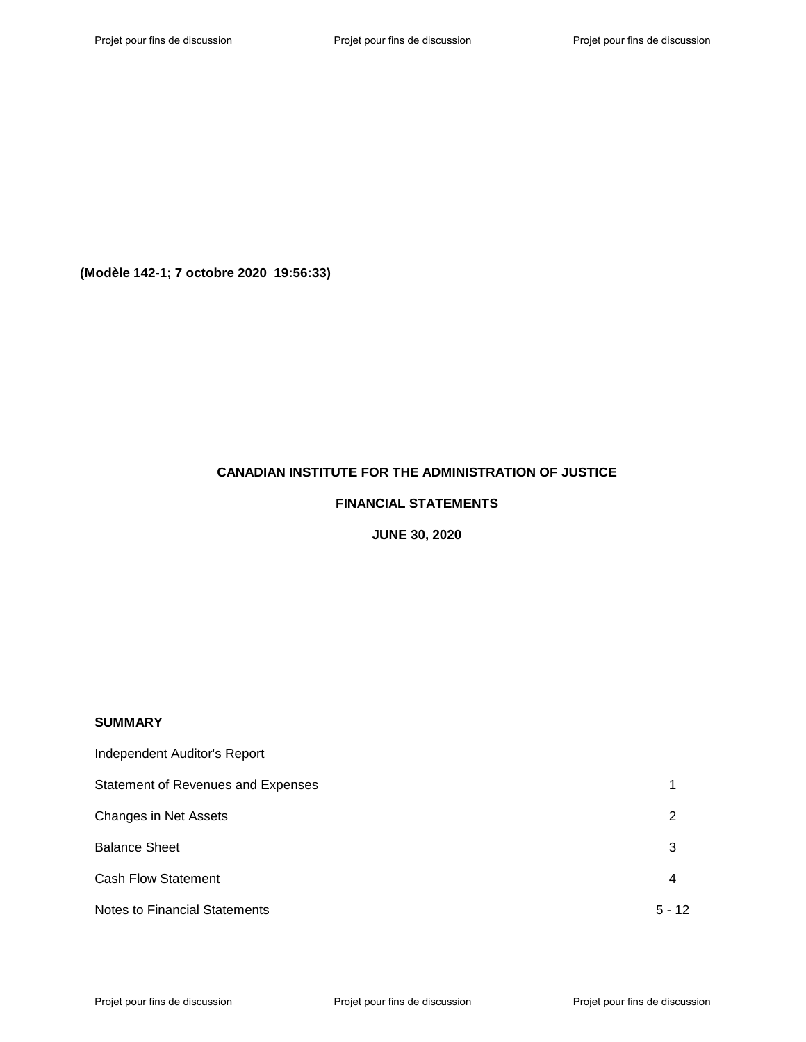**(Modèle 142-1; 7 octobre 2020 19:56:33)**

# CANADIAN INSTITUTE FOR THE ADMINISTRATION OF JUSTICE

## FINANCIAL STATEMENTS

## JUNE 30, 2020

**SUMMARY**

| | |
|---|---|
| Independent Auditor's Report | |
| Statement of Revenues and Expenses | 1 |
| Changes in Net Assets | 2 |
| Balance Sheet | 3 |
| Cash Flow Statement | 4 |
| Notes to Financial Statements | 5 - 12 |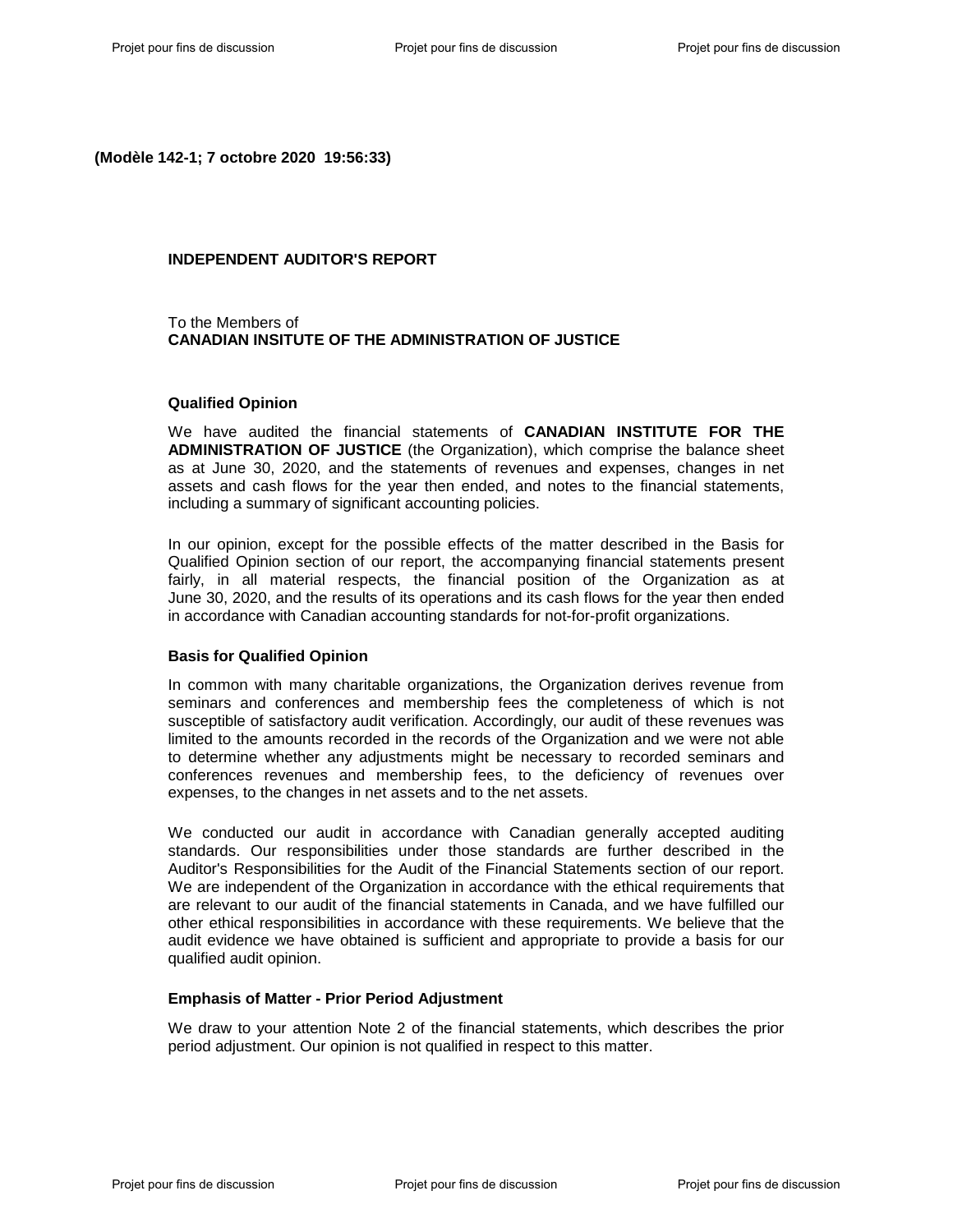**(Modèle 142-1; 7 octobre 2020 19:56:33)**

## INDEPENDENT AUDITOR'S REPORT

To the Members of
**CANADIAN INSITUTE OF THE ADMINISTRATION OF JUSTICE**

### Qualified Opinion

We have audited the financial statements of **CANADIAN INSTITUTE FOR THE ADMINISTRATION OF JUSTICE** (the Organization), which comprise the balance sheet as at June 30, 2020, and the statements of revenues and expenses, changes in net assets and cash flows for the year then ended, and notes to the financial statements, including a summary of significant accounting policies.

In our opinion, except for the possible effects of the matter described in the Basis for Qualified Opinion section of our report, the accompanying financial statements present fairly, in all material respects, the financial position of the Organization as at June 30, 2020, and the results of its operations and its cash flows for the year then ended in accordance with Canadian accounting standards for not-for-profit organizations.

### Basis for Qualified Opinion

In common with many charitable organizations, the Organization derives revenue from seminars and conferences and membership fees the completeness of which is not susceptible of satisfactory audit verification. Accordingly, our audit of these revenues was limited to the amounts recorded in the records of the Organization and we were not able to determine whether any adjustments might be necessary to recorded seminars and conferences revenues and membership fees, to the deficiency of revenues over expenses, to the changes in net assets and to the net assets.

We conducted our audit in accordance with Canadian generally accepted auditing standards. Our responsibilities under those standards are further described in the Auditor's Responsibilities for the Audit of the Financial Statements section of our report. We are independent of the Organization in accordance with the ethical requirements that are relevant to our audit of the financial statements in Canada, and we have fulfilled our other ethical responsibilities in accordance with these requirements. We believe that the audit evidence we have obtained is sufficient and appropriate to provide a basis for our qualified audit opinion.

### Emphasis of Matter - Prior Period Adjustment

We draw to your attention Note 2 of the financial statements, which describes the prior period adjustment. Our opinion is not qualified in respect to this matter.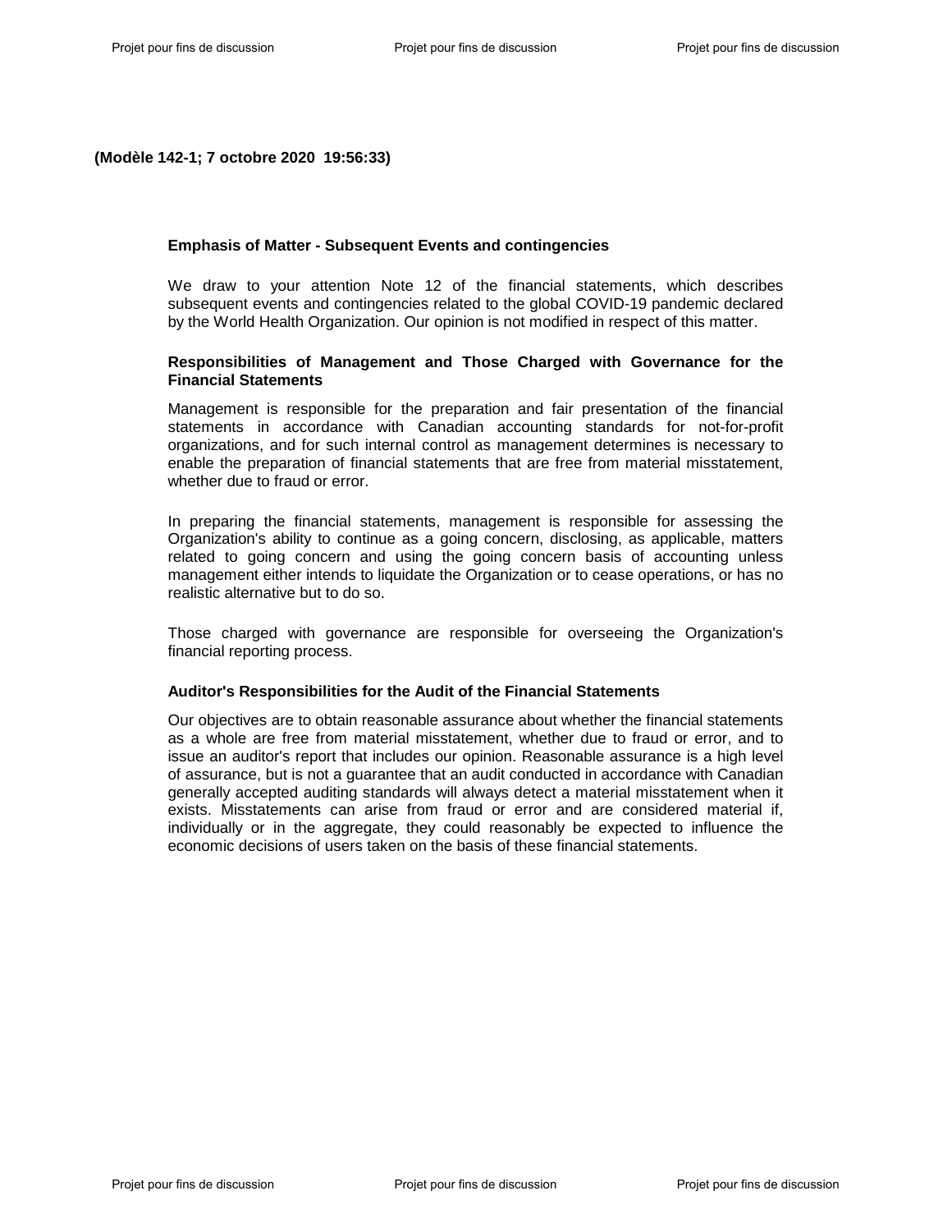**(Modèle 142-1; 7 octobre 2020 19:56:33)**

### Emphasis of Matter - Subsequent Events and contingencies

We draw to your attention Note 12 of the financial statements, which describes subsequent events and contingencies related to the global COVID-19 pandemic declared by the World Health Organization. Our opinion is not modified in respect of this matter.

### Responsibilities of Management and Those Charged with Governance for the Financial Statements

Management is responsible for the preparation and fair presentation of the financial statements in accordance with Canadian accounting standards for not-for-profit organizations, and for such internal control as management determines is necessary to enable the preparation of financial statements that are free from material misstatement, whether due to fraud or error.

In preparing the financial statements, management is responsible for assessing the Organization's ability to continue as a going concern, disclosing, as applicable, matters related to going concern and using the going concern basis of accounting unless management either intends to liquidate the Organization or to cease operations, or has no realistic alternative but to do so.

Those charged with governance are responsible for overseeing the Organization's financial reporting process.

### Auditor's Responsibilities for the Audit of the Financial Statements

Our objectives are to obtain reasonable assurance about whether the financial statements as a whole are free from material misstatement, whether due to fraud or error, and to issue an auditor's report that includes our opinion. Reasonable assurance is a high level of assurance, but is not a guarantee that an audit conducted in accordance with Canadian generally accepted auditing standards will always detect a material misstatement when it exists. Misstatements can arise from fraud or error and are considered material if, individually or in the aggregate, they could reasonably be expected to influence the economic decisions of users taken on the basis of these financial statements.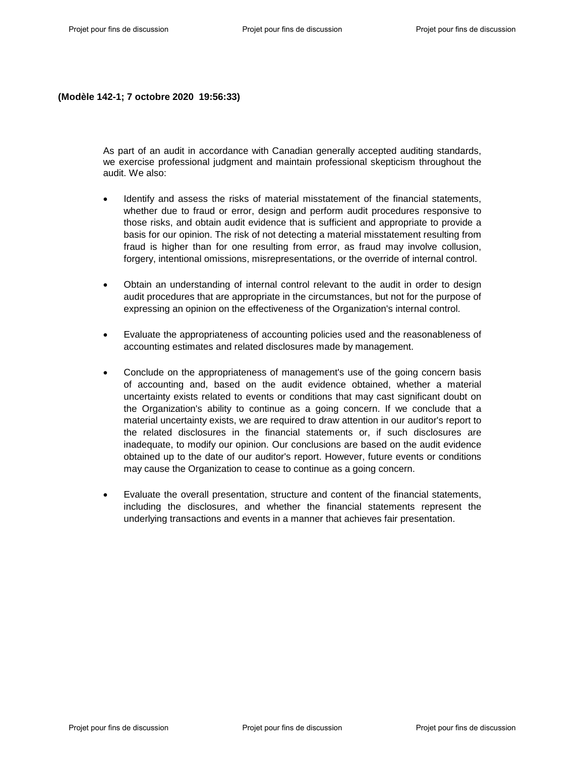**(Modèle 142-1; 7 octobre 2020  19:56:33)**

As part of an audit in accordance with Canadian generally accepted auditing standards, we exercise professional judgment and maintain professional skepticism throughout the audit. We also:

- Identify and assess the risks of material misstatement of the financial statements, whether due to fraud or error, design and perform audit procedures responsive to those risks, and obtain audit evidence that is sufficient and appropriate to provide a basis for our opinion. The risk of not detecting a material misstatement resulting from fraud is higher than for one resulting from error, as fraud may involve collusion, forgery, intentional omissions, misrepresentations, or the override of internal control.

- Obtain an understanding of internal control relevant to the audit in order to design audit procedures that are appropriate in the circumstances, but not for the purpose of expressing an opinion on the effectiveness of the Organization's internal control.

- Evaluate the appropriateness of accounting policies used and the reasonableness of accounting estimates and related disclosures made by management.

- Conclude on the appropriateness of management's use of the going concern basis of accounting and, based on the audit evidence obtained, whether a material uncertainty exists related to events or conditions that may cast significant doubt on the Organization's ability to continue as a going concern. If we conclude that a material uncertainty exists, we are required to draw attention in our auditor's report to the related disclosures in the financial statements or, if such disclosures are inadequate, to modify our opinion. Our conclusions are based on the audit evidence obtained up to the date of our auditor's report. However, future events or conditions may cause the Organization to cease to continue as a going concern.

- Evaluate the overall presentation, structure and content of the financial statements, including the disclosures, and whether the financial statements represent the underlying transactions and events in a manner that achieves fair presentation.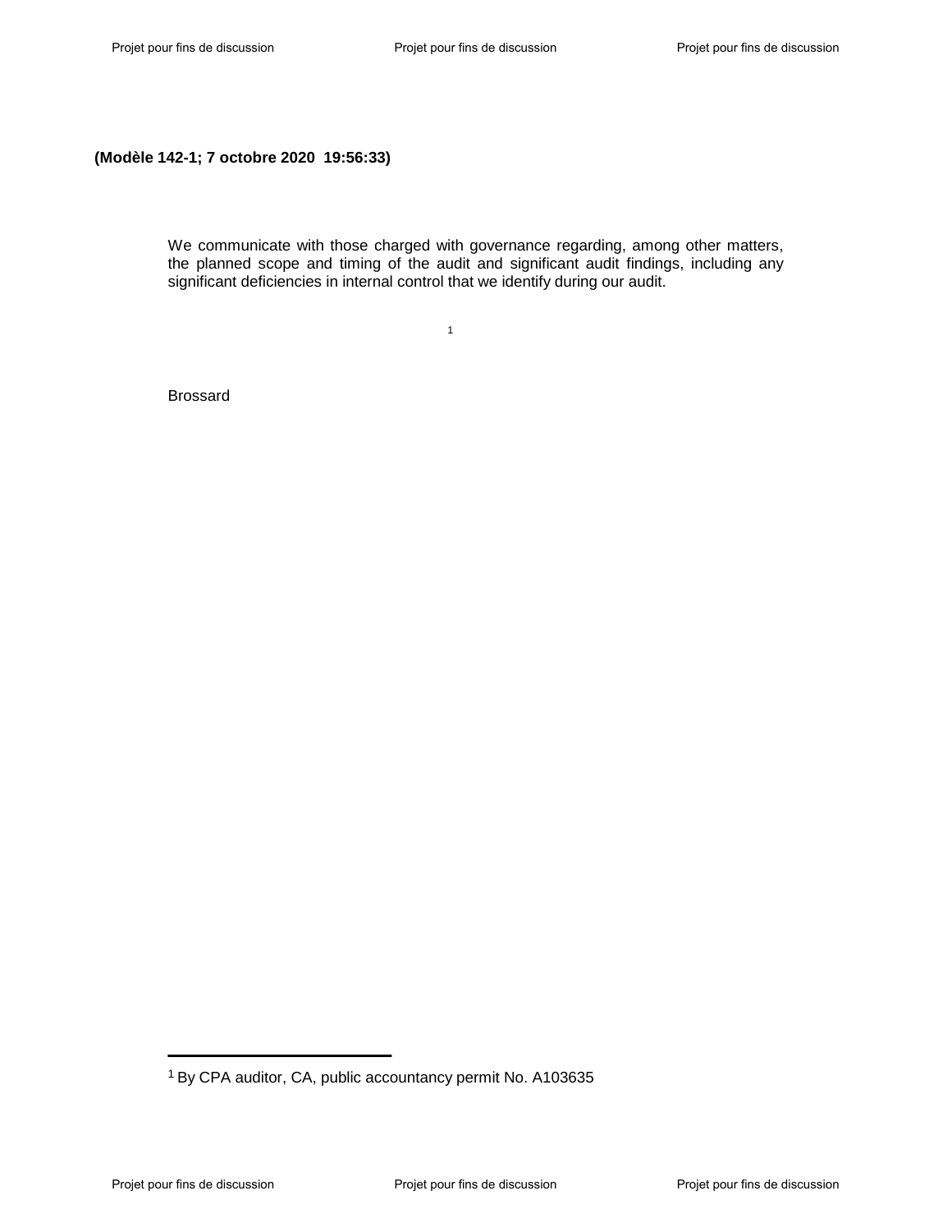**(Modèle 142-1; 7 octobre 2020 19:56:33)**

We communicate with those charged with governance regarding, among other matters, the planned scope and timing of the audit and significant audit findings, including any significant deficiencies in internal control that we identify during our audit.

[1]

Brossard

---

[1] By CPA auditor, CA, public accountancy permit No. A103635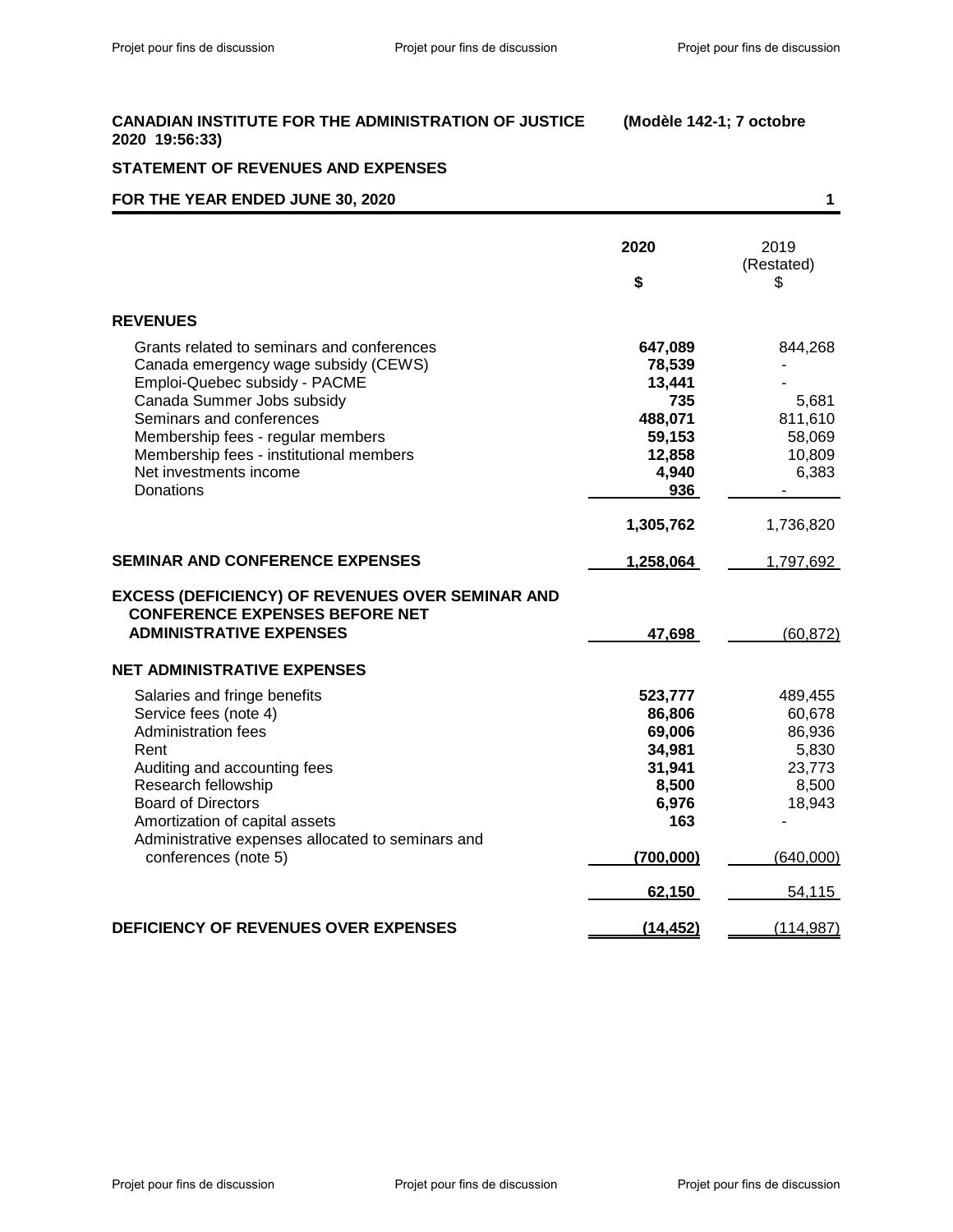**CANADIAN INSTITUTE FOR THE ADMINISTRATION OF JUSTICE (Modèle 142-1; 7 octobre 2020 19:56:33)**

**STATEMENT OF REVENUES AND EXPENSES**

**FOR THE YEAR ENDED JUNE 30, 2020**

| | **2020** | 2019 (Restated) |
|---|---|---|
| | **$** | $ |
| **REVENUES** | | |
| Grants related to seminars and conferences | **647,089** | 844,268 |
| Canada emergency wage subsidy (CEWS) | **78,539** | - |
| Emploi-Quebec subsidy - PACME | **13,441** | - |
| Canada Summer Jobs subsidy | **735** | 5,681 |
| Seminars and conferences | **488,071** | 811,610 |
| Membership fees - regular members | **59,153** | 58,069 |
| Membership fees - institutional members | **12,858** | 10,809 |
| Net investments income | **4,940** | 6,383 |
| Donations | **936** | - |
| | **1,305,762** | 1,736,820 |
| **SEMINAR AND CONFERENCE EXPENSES** | **1,258,064** | 1,797,692 |
| **EXCESS (DEFICIENCY) OF REVENUES OVER SEMINAR AND CONFERENCE EXPENSES BEFORE NET ADMINISTRATIVE EXPENSES** | **47,698** | (60,872) |
| **NET ADMINISTRATIVE EXPENSES** | | |
| Salaries and fringe benefits | **523,777** | 489,455 |
| Service fees (note 4) | **86,806** | 60,678 |
| Administration fees | **69,006** | 86,936 |
| Rent | **34,981** | 5,830 |
| Auditing and accounting fees | **31,941** | 23,773 |
| Research fellowship | **8,500** | 8,500 |
| Board of Directors | **6,976** | 18,943 |
| Amortization of capital assets | **163** | - |
| Administrative expenses allocated to seminars and conferences (note 5) | **(700,000)** | (640,000) |
| | **62,150** | 54,115 |
| **DEFICIENCY OF REVENUES OVER EXPENSES** | **(14,452)** | (114,987) |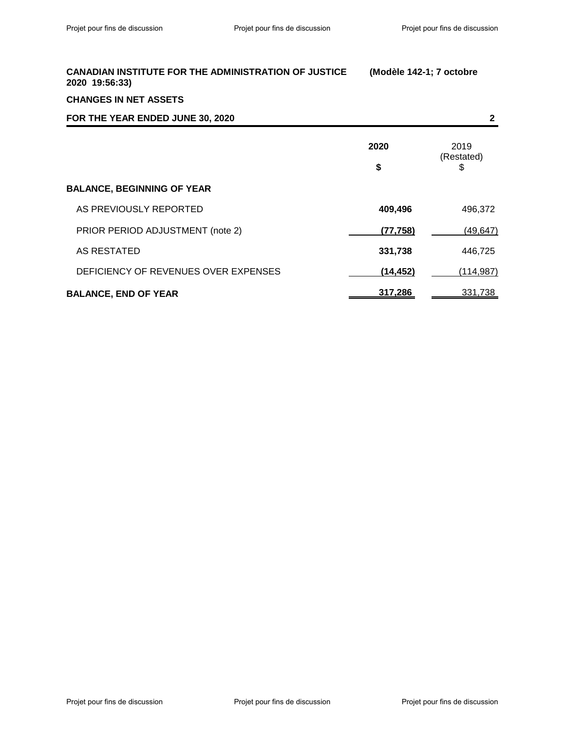**CANADIAN INSTITUTE FOR THE ADMINISTRATION OF JUSTICE (Modèle 142-1; 7 octobre 2020 19:56:33)**

**CHANGES IN NET ASSETS**

**FOR THE YEAR ENDED JUNE 30, 2020**

| | **2020** | 2019 (Restated) |
|---|---|---|
| | **$** | $ |
| **BALANCE, BEGINNING OF YEAR** | | |
| AS PREVIOUSLY REPORTED | **409,496** | 496,372 |
| PRIOR PERIOD ADJUSTMENT (note 2) | **(77,758)** | (49,647) |
| AS RESTATED | **331,738** | 446,725 |
| DEFICIENCY OF REVENUES OVER EXPENSES | **(14,452)** | (114,987) |
| **BALANCE, END OF YEAR** | **317,286** | 331,738 |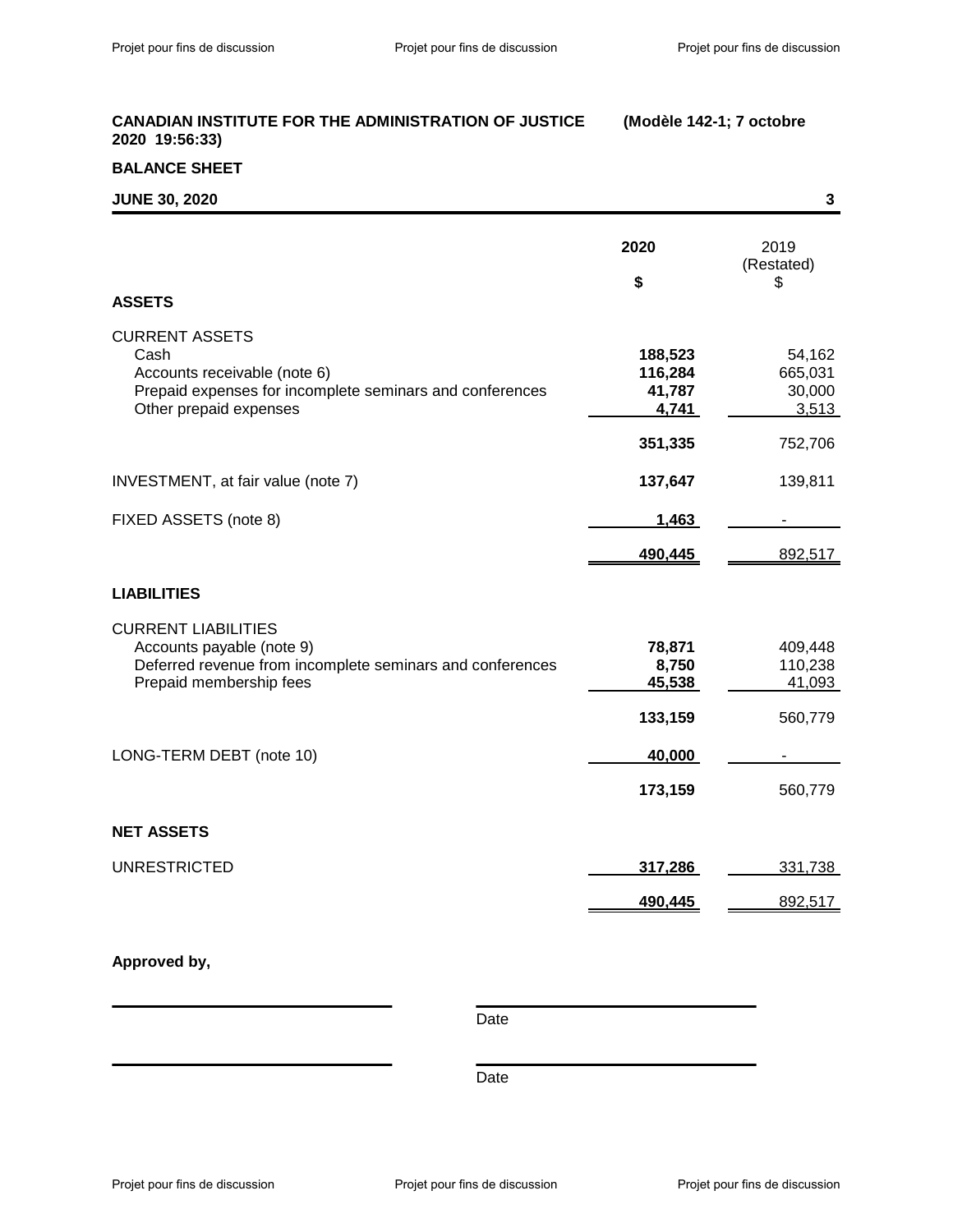**CANADIAN INSTITUTE FOR THE ADMINISTRATION OF JUSTICE (Modèle 142-1; 7 octobre 2020 19:56:33)**

**BALANCE SHEET**

**JUNE 30, 2020**

| | **2020** | 2019 (Restated) |
|---|---|---|
| | **$** | $ |
| **ASSETS** | | |
| CURRENT ASSETS | | |
| Cash | **188,523** | 54,162 |
| Accounts receivable (note 6) | **116,284** | 665,031 |
| Prepaid expenses for incomplete seminars and conferences | **41,787** | 30,000 |
| Other prepaid expenses | **4,741** | 3,513 |
| | **351,335** | 752,706 |
| INVESTMENT, at fair value (note 7) | **137,647** | 139,811 |
| FIXED ASSETS (note 8) | **1,463** | - |
| | **490,445** | 892,517 |
| **LIABILITIES** | | |
| CURRENT LIABILITIES | | |
| Accounts payable (note 9) | **78,871** | 409,448 |
| Deferred revenue from incomplete seminars and conferences | **8,750** | 110,238 |
| Prepaid membership fees | **45,538** | 41,093 |
| | **133,159** | 560,779 |
| LONG-TERM DEBT (note 10) | **40,000** | - |
| | **173,159** | 560,779 |
| **NET ASSETS** | | |
| UNRESTRICTED | **317,286** | 331,738 |
| | **490,445** | 892,517 |

**Approved by,**

\_\_\_\_\_\_\_\_\_\_\_\_\_\_\_\_\_\_\_\_ \_\_\_\_\_\_\_\_\_\_\_\_\_\_\_\_\_\_\_\_
Date

\_\_\_\_\_\_\_\_\_\_\_\_\_\_\_\_\_\_\_\_ \_\_\_\_\_\_\_\_\_\_\_\_\_\_\_\_\_\_\_\_
Date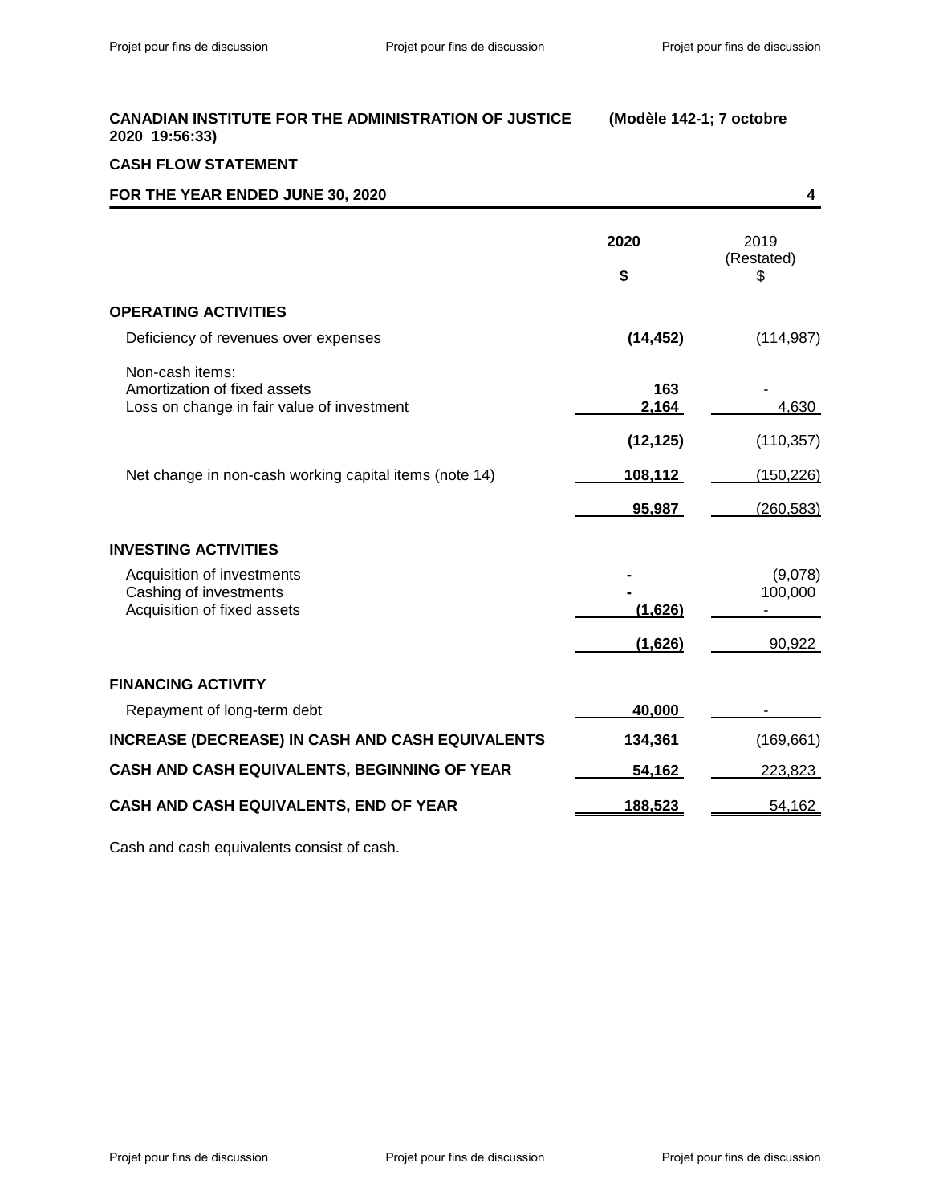**CANADIAN INSTITUTE FOR THE ADMINISTRATION OF JUSTICE (Modèle 142-1; 7 octobre 2020 19:56:33)**

**CASH FLOW STATEMENT**

**FOR THE YEAR ENDED JUNE 30, 2020**

| | **2020** | 2019 (Restated) |
|---|---|---|
| | **$** | $ |
| **OPERATING ACTIVITIES** | | |
| Deficiency of revenues over expenses | **(14,452)** | (114,987) |
| Non-cash items: | | |
| Amortization of fixed assets | **163** | - |
| Loss on change in fair value of investment | **2,164** | 4,630 |
| | **(12,125)** | (110,357) |
| Net change in non-cash working capital items (note 14) | **108,112** | (150,226) |
| | **95,987** | (260,583) |
| **INVESTING ACTIVITIES** | | |
| Acquisition of investments | **-** | (9,078) |
| Cashing of investments | **-** | 100,000 |
| Acquisition of fixed assets | **(1,626)** | - |
| | **(1,626)** | 90,922 |
| **FINANCING ACTIVITY** | | |
| Repayment of long-term debt | **40,000** | - |
| **INCREASE (DECREASE) IN CASH AND CASH EQUIVALENTS** | **134,361** | (169,661) |
| **CASH AND CASH EQUIVALENTS, BEGINNING OF YEAR** | **54,162** | 223,823 |
| **CASH AND CASH EQUIVALENTS, END OF YEAR** | **188,523** | 54,162 |

Cash and cash equivalents consist of cash.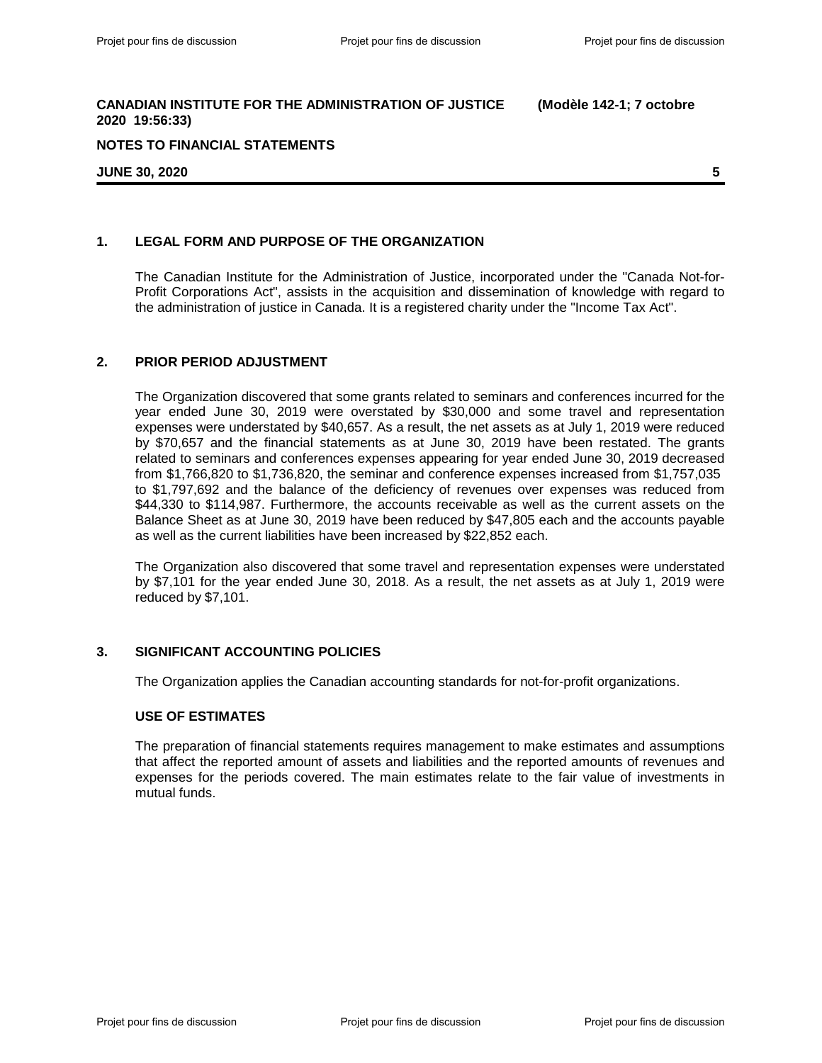**CANADIAN INSTITUTE FOR THE ADMINISTRATION OF JUSTICE (Modèle 142-1; 7 octobre 2020 19:56:33)**

**NOTES TO FINANCIAL STATEMENTS**

**JUNE 30, 2020**

## 1. LEGAL FORM AND PURPOSE OF THE ORGANIZATION

The Canadian Institute for the Administration of Justice, incorporated under the "Canada Not-for-Profit Corporations Act", assists in the acquisition and dissemination of knowledge with regard to the administration of justice in Canada. It is a registered charity under the "Income Tax Act".

## 2. PRIOR PERIOD ADJUSTMENT

The Organization discovered that some grants related to seminars and conferences incurred for the year ended June 30, 2019 were overstated by $30,000 and some travel and representation expenses were understated by $40,657. As a result, the net assets as at July 1, 2019 were reduced by $70,657 and the financial statements as at June 30, 2019 have been restated. The grants related to seminars and conferences expenses appearing for year ended June 30, 2019 decreased from $1,766,820 to $1,736,820, the seminar and conference expenses increased from $1,757,035 to $1,797,692 and the balance of the deficiency of revenues over expenses was reduced from $44,330 to $114,987. Furthermore, the accounts receivable as well as the current assets on the Balance Sheet as at June 30, 2019 have been reduced by $47,805 each and the accounts payable as well as the current liabilities have been increased by $22,852 each.

The Organization also discovered that some travel and representation expenses were understated by $7,101 for the year ended June 30, 2018. As a result, the net assets as at July 1, 2019 were reduced by $7,101.

## 3. SIGNIFICANT ACCOUNTING POLICIES

The Organization applies the Canadian accounting standards for not-for-profit organizations.

### USE OF ESTIMATES

The preparation of financial statements requires management to make estimates and assumptions that affect the reported amount of assets and liabilities and the reported amounts of revenues and expenses for the periods covered. The main estimates relate to the fair value of investments in mutual funds.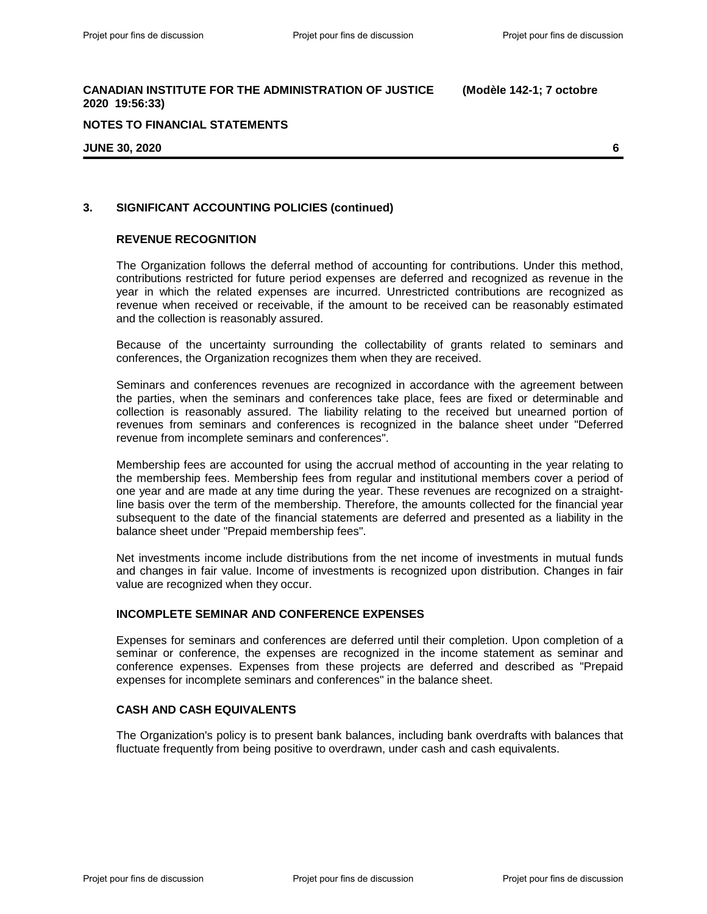## 3. SIGNIFICANT ACCOUNTING POLICIES (continued)

### REVENUE RECOGNITION

The Organization follows the deferral method of accounting for contributions. Under this method, contributions restricted for future period expenses are deferred and recognized as revenue in the year in which the related expenses are incurred. Unrestricted contributions are recognized as revenue when received or receivable, if the amount to be received can be reasonably estimated and the collection is reasonably assured.

Because of the uncertainty surrounding the collectability of grants related to seminars and conferences, the Organization recognizes them when they are received.

Seminars and conferences revenues are recognized in accordance with the agreement between the parties, when the seminars and conferences take place, fees are fixed or determinable and collection is reasonably assured. The liability relating to the received but unearned portion of revenues from seminars and conferences is recognized in the balance sheet under "Deferred revenue from incomplete seminars and conferences".

Membership fees are accounted for using the accrual method of accounting in the year relating to the membership fees. Membership fees from regular and institutional members cover a period of one year and are made at any time during the year. These revenues are recognized on a straight-line basis over the term of the membership. Therefore, the amounts collected for the financial year subsequent to the date of the financial statements are deferred and presented as a liability in the balance sheet under "Prepaid membership fees".

Net investments income include distributions from the net income of investments in mutual funds and changes in fair value. Income of investments is recognized upon distribution. Changes in fair value are recognized when they occur.

### INCOMPLETE SEMINAR AND CONFERENCE EXPENSES

Expenses for seminars and conferences are deferred until their completion. Upon completion of a seminar or conference, the expenses are recognized in the income statement as seminar and conference expenses. Expenses from these projects are deferred and described as "Prepaid expenses for incomplete seminars and conferences" in the balance sheet.

### CASH AND CASH EQUIVALENTS

The Organization's policy is to present bank balances, including bank overdrafts with balances that fluctuate frequently from being positive to overdrawn, under cash and cash equivalents.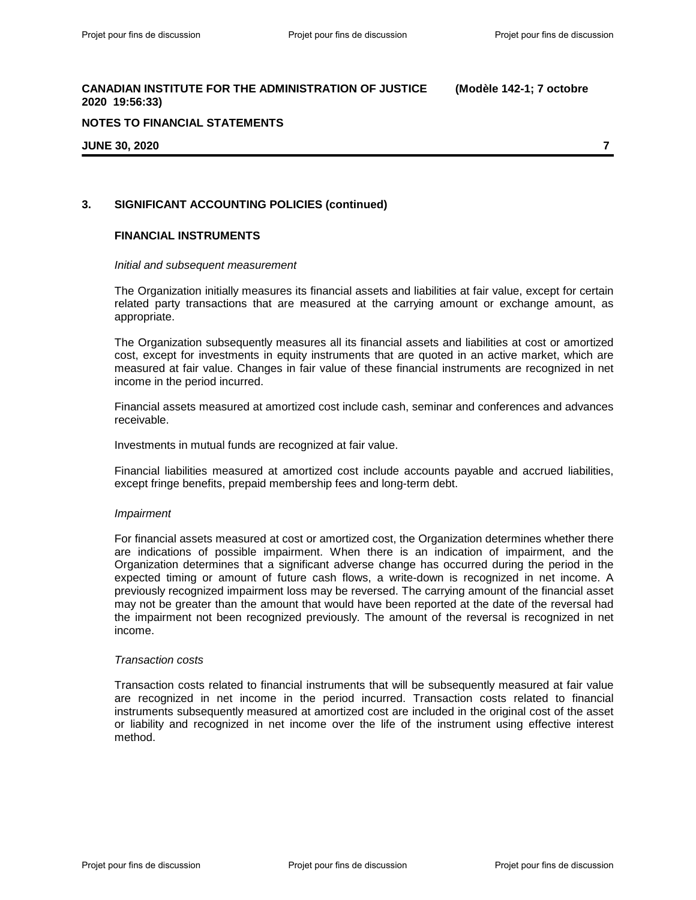## 3. SIGNIFICANT ACCOUNTING POLICIES (continued)

### FINANCIAL INSTRUMENTS

*Initial and subsequent measurement*

The Organization initially measures its financial assets and liabilities at fair value, except for certain related party transactions that are measured at the carrying amount or exchange amount, as appropriate.

The Organization subsequently measures all its financial assets and liabilities at cost or amortized cost, except for investments in equity instruments that are quoted in an active market, which are measured at fair value. Changes in fair value of these financial instruments are recognized in net income in the period incurred.

Financial assets measured at amortized cost include cash, seminar and conferences and advances receivable.

Investments in mutual funds are recognized at fair value.

Financial liabilities measured at amortized cost include accounts payable and accrued liabilities, except fringe benefits, prepaid membership fees and long-term debt.

*Impairment*

For financial assets measured at cost or amortized cost, the Organization determines whether there are indications of possible impairment. When there is an indication of impairment, and the Organization determines that a significant adverse change has occurred during the period in the expected timing or amount of future cash flows, a write-down is recognized in net income. A previously recognized impairment loss may be reversed. The carrying amount of the financial asset may not be greater than the amount that would have been reported at the date of the reversal had the impairment not been recognized previously. The amount of the reversal is recognized in net income.

*Transaction costs*

Transaction costs related to financial instruments that will be subsequently measured at fair value are recognized in net income in the period incurred. Transaction costs related to financial instruments subsequently measured at amortized cost are included in the original cost of the asset or liability and recognized in net income over the life of the instrument using effective interest method.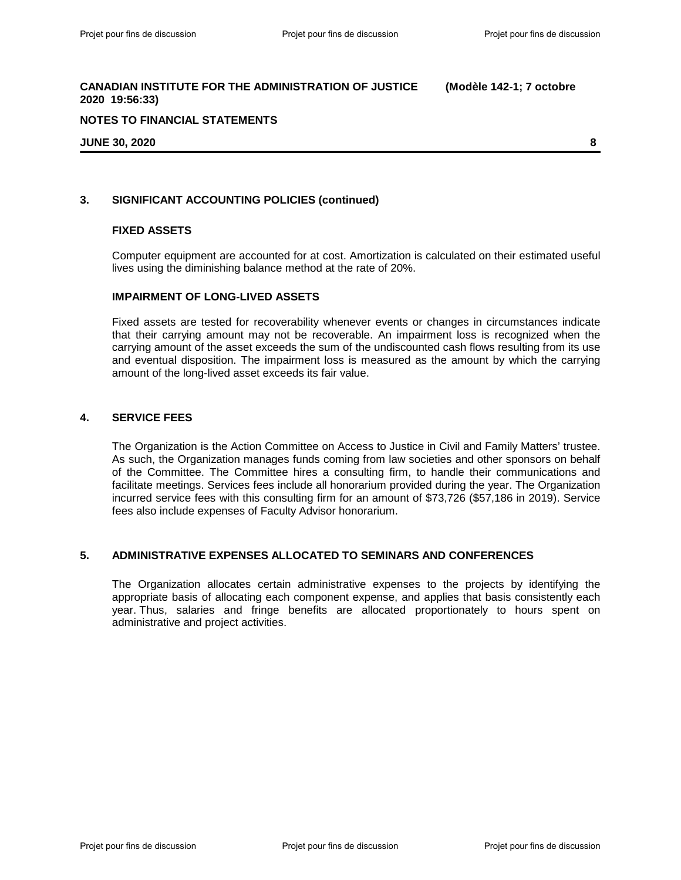## 3. SIGNIFICANT ACCOUNTING POLICIES (continued)

### FIXED ASSETS

Computer equipment are accounted for at cost. Amortization is calculated on their estimated useful lives using the diminishing balance method at the rate of 20%.

### IMPAIRMENT OF LONG-LIVED ASSETS

Fixed assets are tested for recoverability whenever events or changes in circumstances indicate that their carrying amount may not be recoverable. An impairment loss is recognized when the carrying amount of the asset exceeds the sum of the undiscounted cash flows resulting from its use and eventual disposition. The impairment loss is measured as the amount by which the carrying amount of the long-lived asset exceeds its fair value.

## 4. SERVICE FEES

The Organization is the Action Committee on Access to Justice in Civil and Family Matters' trustee. As such, the Organization manages funds coming from law societies and other sponsors on behalf of the Committee. The Committee hires a consulting firm, to handle their communications and facilitate meetings. Services fees include all honorarium provided during the year. The Organization incurred service fees with this consulting firm for an amount of $73,726 ($57,186 in 2019). Service fees also include expenses of Faculty Advisor honorarium.

## 5. ADMINISTRATIVE EXPENSES ALLOCATED TO SEMINARS AND CONFERENCES

The Organization allocates certain administrative expenses to the projects by identifying the appropriate basis of allocating each component expense, and applies that basis consistently each year. Thus, salaries and fringe benefits are allocated proportionately to hours spent on administrative and project activities.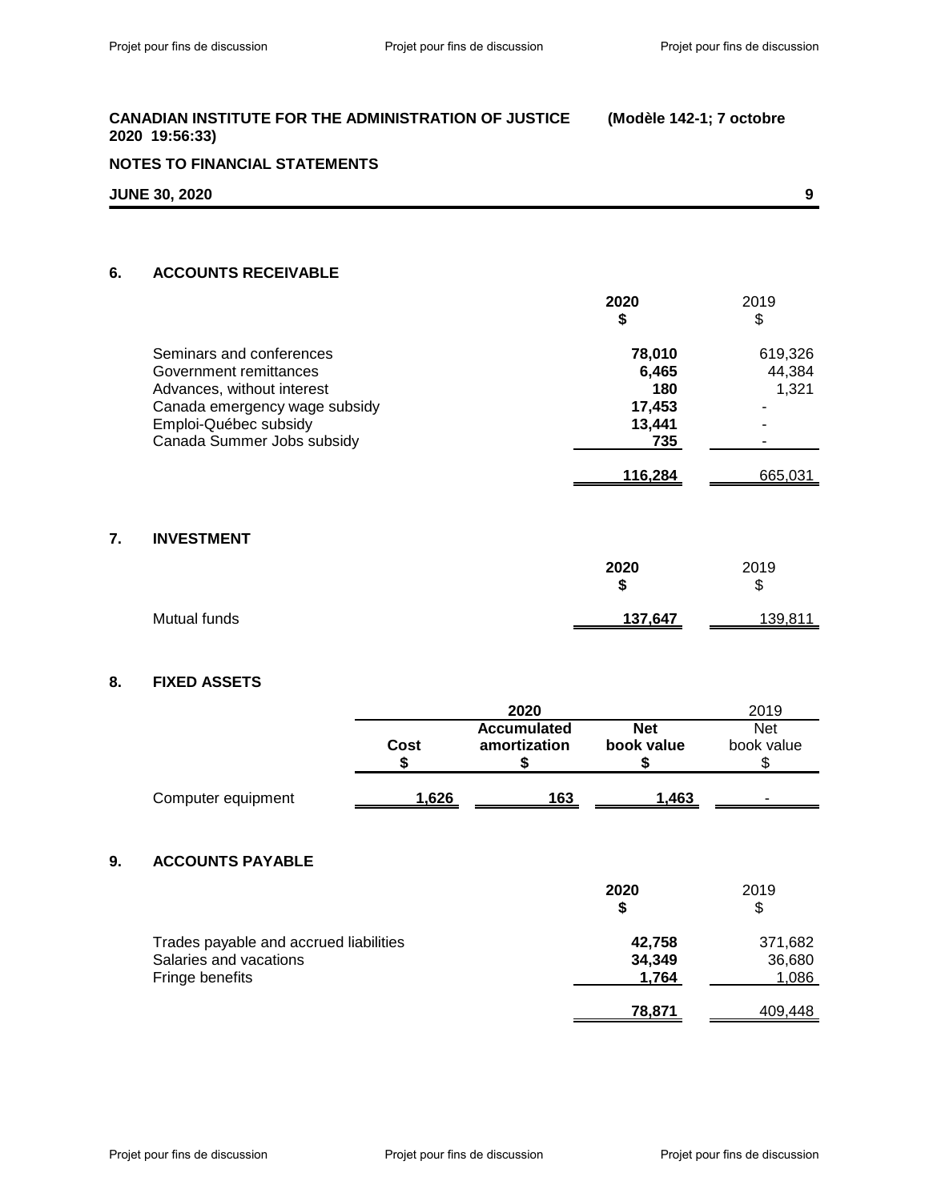## 6. ACCOUNTS RECEIVABLE

| | 2020<br>$ | 2019<br>$ |
|---|---|---|
| Seminars and conferences | **78,010** | 619,326 |
| Government remittances | **6,465** | 44,384 |
| Advances, without interest | **180** | 1,321 |
| Canada emergency wage subsidy | **17,453** | - |
| Emploi-Québec subsidy | **13,441** | - |
| Canada Summer Jobs subsidy | **735** | - |
| | **116,284** | 665,031 |

## 7. INVESTMENT

| | 2020<br>$ | 2019<br>$ |
|---|---|---|
| Mutual funds | **137,647** | 139,811 |

## 8. FIXED ASSETS

| | 2020 | | | 2019 |
|---|---|---|---|---|
| | Cost<br>$ | Accumulated amortization<br>$ | Net book value<br>$ | Net book value<br>$ |
| Computer equipment | **1,626** | **163** | **1,463** | - |

## 9. ACCOUNTS PAYABLE

| | 2020<br>$ | 2019<br>$ |
|---|---|---|
| Trades payable and accrued liabilities | **42,758** | 371,682 |
| Salaries and vacations | **34,349** | 36,680 |
| Fringe benefits | **1,764** | 1,086 |
| | **78,871** | 409,448 |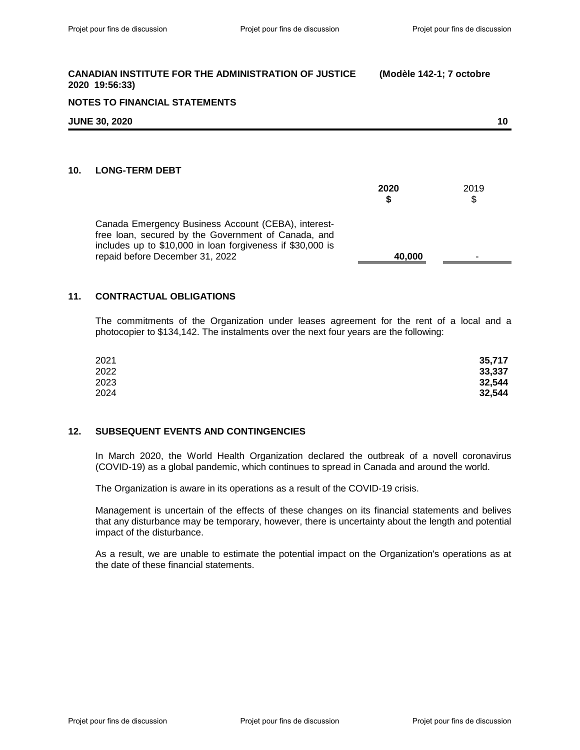## 10. LONG-TERM DEBT

| | 2020 $ | 2019 $ |
|---|---|---|
| Canada Emergency Business Account (CEBA), interest-free loan, secured by the Government of Canada, and includes up to $10,000 in loan forgiveness if $30,000 is repaid before December 31, 2022 | **40,000** | - |

## 11. CONTRACTUAL OBLIGATIONS

The commitments of the Organization under leases agreement for the rent of a local and a photocopier to $134,142. The instalments over the next four years are the following:

| | |
|---|---|
| 2021 | **35,717** |
| 2022 | **33,337** |
| 2023 | **32,544** |
| 2024 | **32,544** |

## 12. SUBSEQUENT EVENTS AND CONTINGENCIES

In March 2020, the World Health Organization declared the outbreak of a novell coronavirus (COVID-19) as a global pandemic, which continues to spread in Canada and around the world.

The Organization is aware in its operations as a result of the COVID-19 crisis.

Management is uncertain of the effects of these changes on its financial statements and belives that any disturbance may be temporary, however, there is uncertainty about the length and potential impact of the disturbance.

As a result, we are unable to estimate the potential impact on the Organization's operations as at the date of these financial statements.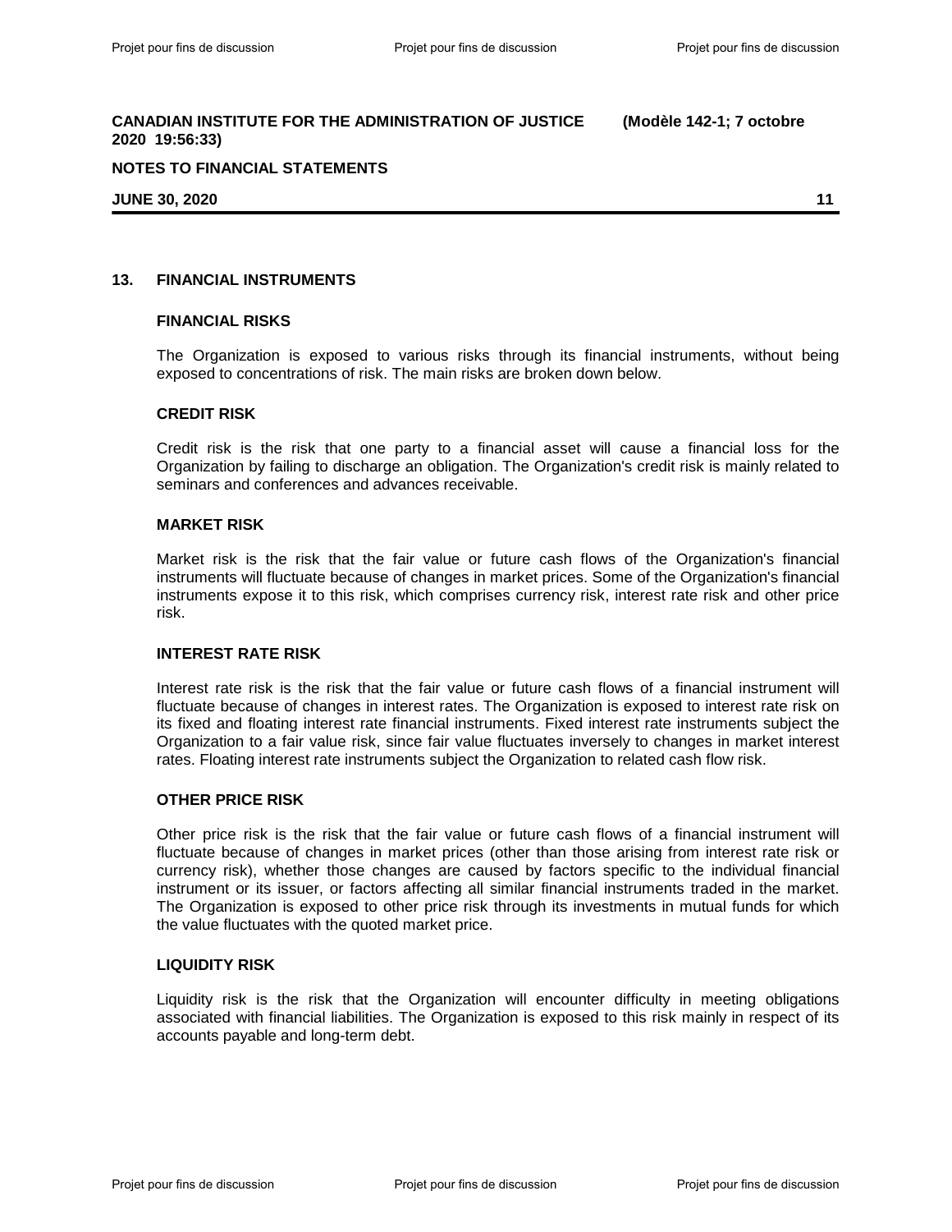## 13. FINANCIAL INSTRUMENTS

### FINANCIAL RISKS

The Organization is exposed to various risks through its financial instruments, without being exposed to concentrations of risk. The main risks are broken down below.

### CREDIT RISK

Credit risk is the risk that one party to a financial asset will cause a financial loss for the Organization by failing to discharge an obligation. The Organization's credit risk is mainly related to seminars and conferences and advances receivable.

### MARKET RISK

Market risk is the risk that the fair value or future cash flows of the Organization's financial instruments will fluctuate because of changes in market prices. Some of the Organization's financial instruments expose it to this risk, which comprises currency risk, interest rate risk and other price risk.

### INTEREST RATE RISK

Interest rate risk is the risk that the fair value or future cash flows of a financial instrument will fluctuate because of changes in interest rates. The Organization is exposed to interest rate risk on its fixed and floating interest rate financial instruments. Fixed interest rate instruments subject the Organization to a fair value risk, since fair value fluctuates inversely to changes in market interest rates. Floating interest rate instruments subject the Organization to related cash flow risk.

### OTHER PRICE RISK

Other price risk is the risk that the fair value or future cash flows of a financial instrument will fluctuate because of changes in market prices (other than those arising from interest rate risk or currency risk), whether those changes are caused by factors specific to the individual financial instrument or its issuer, or factors affecting all similar financial instruments traded in the market. The Organization is exposed to other price risk through its investments in mutual funds for which the value fluctuates with the quoted market price.

### LIQUIDITY RISK

Liquidity risk is the risk that the Organization will encounter difficulty in meeting obligations associated with financial liabilities. The Organization is exposed to this risk mainly in respect of its accounts payable and long-term debt.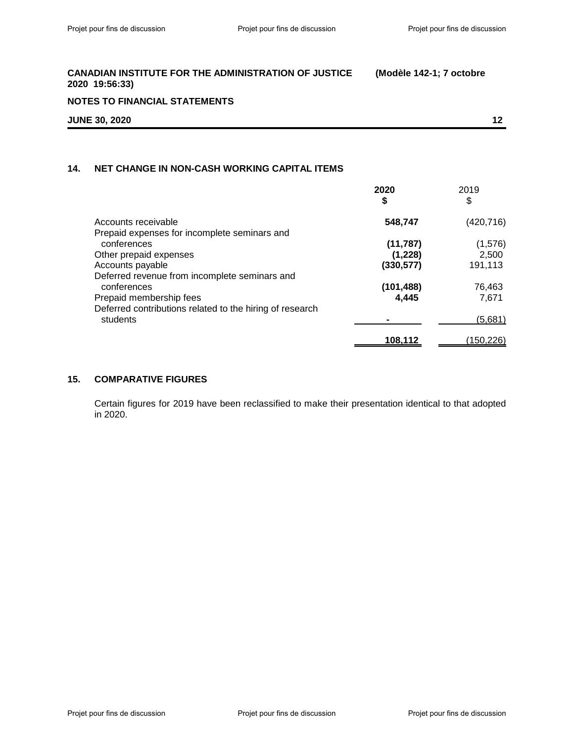**CANADIAN INSTITUTE FOR THE ADMINISTRATION OF JUSTICE (Modèle 142-1; 7 octobre 2020 19:56:33)**

**NOTES TO FINANCIAL STATEMENTS**

**JUNE 30, 2020**

## 14. NET CHANGE IN NON-CASH WORKING CAPITAL ITEMS

| | **2020** **$** | 2019 $ |
|---|---|---|
| Accounts receivable | **548,747** | (420,716) |
| Prepaid expenses for incomplete seminars and conferences | **(11,787)** | (1,576) |
| Other prepaid expenses | **(1,228)** | 2,500 |
| Accounts payable | **(330,577)** | 191,113 |
| Deferred revenue from incomplete seminars and conferences | **(101,488)** | 76,463 |
| Prepaid membership fees | **4,445** | 7,671 |
| Deferred contributions related to the hiring of research students | **-** | (5,681) |
| | **108,112** | (150,226) |

## 15. COMPARATIVE FIGURES

Certain figures for 2019 have been reclassified to make their presentation identical to that adopted in 2020.